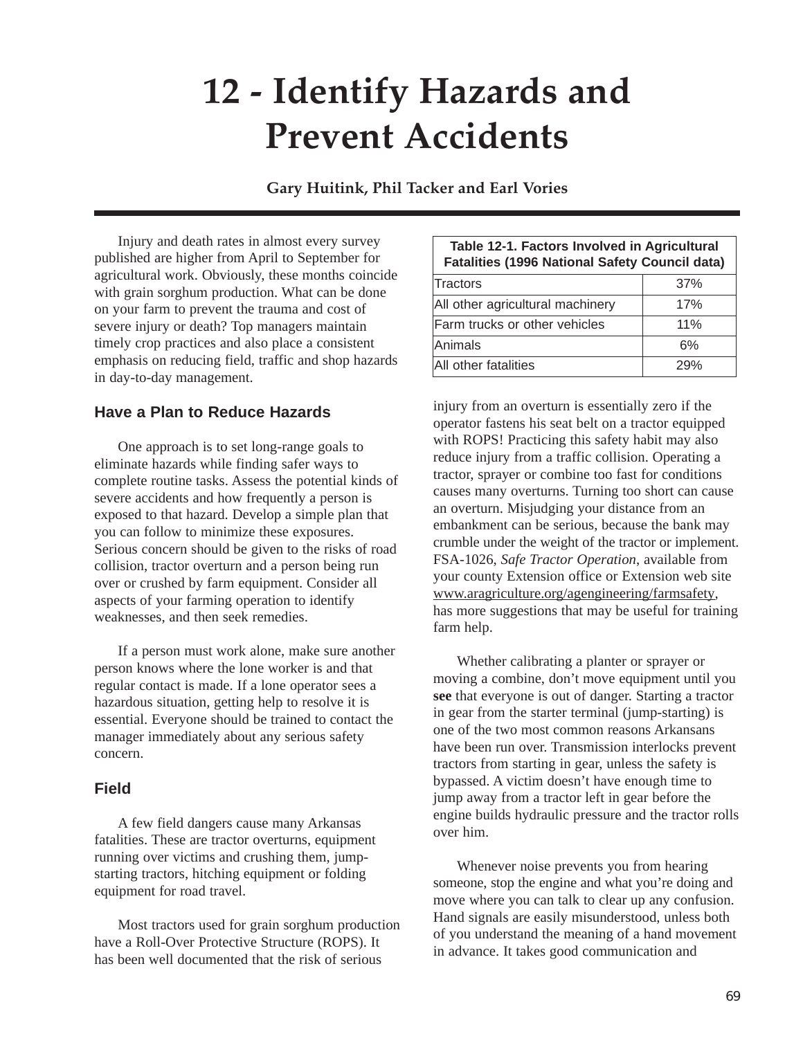# 12 - Identify Hazards and Prevent Accidents

**Gary Huitink, Phil Tacker and Earl Vories**

Injury and death rates in almost every survey published are higher from April to September for agricultural work. Obviously, these months coincide with grain sorghum production. What can be done on your farm to prevent the trauma and cost of severe injury or death? Top managers maintain timely crop practices and also place a consistent emphasis on reducing field, traffic and shop hazards in day-to-day management.

| Table 12-1. Factors Involved in Agricultural Fatalities (1996 National Safety Council data) | |
|---|---|
| Tractors | 37% |
| All other agricultural machinery | 17% |
| Farm trucks or other vehicles | 11% |
| Animals | 6% |
| All other fatalities | 29% |

## Have a Plan to Reduce Hazards

One approach is to set long-range goals to eliminate hazards while finding safer ways to complete routine tasks. Assess the potential kinds of severe accidents and how frequently a person is exposed to that hazard. Develop a simple plan that you can follow to minimize these exposures. Serious concern should be given to the risks of road collision, tractor overturn and a person being run over or crushed by farm equipment. Consider all aspects of your farming operation to identify weaknesses, and then seek remedies.

If a person must work alone, make sure another person knows where the lone worker is and that regular contact is made. If a lone operator sees a hazardous situation, getting help to resolve it is essential. Everyone should be trained to contact the manager immediately about any serious safety concern.

## Field

A few field dangers cause many Arkansas fatalities. These are tractor overturns, equipment running over victims and crushing them, jump-starting tractors, hitching equipment or folding equipment for road travel.

Most tractors used for grain sorghum production have a Roll-Over Protective Structure (ROPS). It has been well documented that the risk of serious injury from an overturn is essentially zero if the operator fastens his seat belt on a tractor equipped with ROPS! Practicing this safety habit may also reduce injury from a traffic collision. Operating a tractor, sprayer or combine too fast for conditions causes many overturns. Turning too short can cause an overturn. Misjudging your distance from an embankment can be serious, because the bank may crumble under the weight of the tractor or implement. FSA-1026, *Safe Tractor Operation*, available from your county Extension office or Extension web site www.aragriculture.org/agengineering/farmsafety, has more suggestions that may be useful for training farm help.

Whether calibrating a planter or sprayer or moving a combine, don't move equipment until you **see** that everyone is out of danger. Starting a tractor in gear from the starter terminal (jump-starting) is one of the two most common reasons Arkansans have been run over. Transmission interlocks prevent tractors from starting in gear, unless the safety is bypassed. A victim doesn't have enough time to jump away from a tractor left in gear before the engine builds hydraulic pressure and the tractor rolls over him.

Whenever noise prevents you from hearing someone, stop the engine and what you're doing and move where you can talk to clear up any confusion. Hand signals are easily misunderstood, unless both of you understand the meaning of a hand movement in advance. It takes good communication and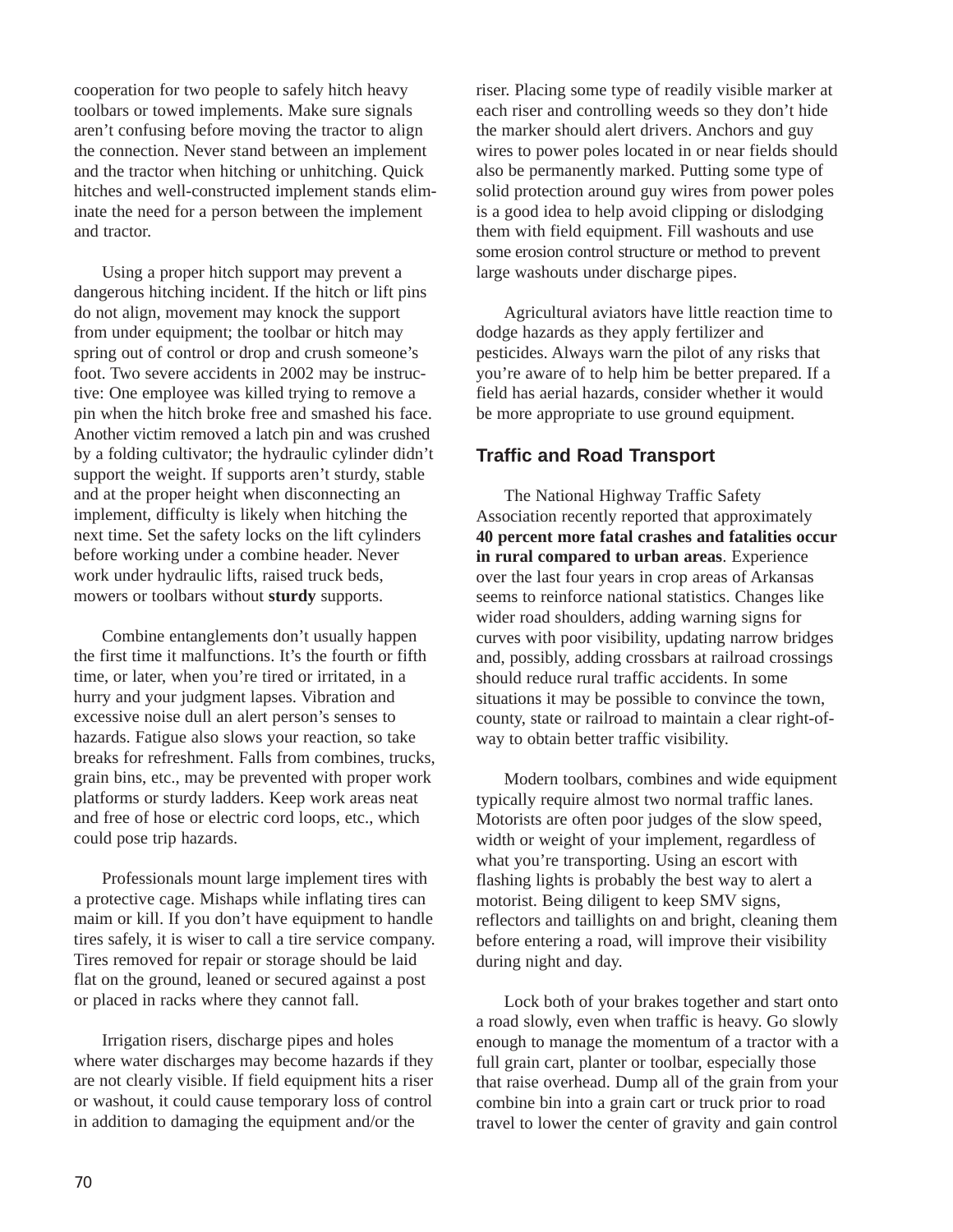cooperation for two people to safely hitch heavy toolbars or towed implements. Make sure signals aren't confusing before moving the tractor to align the connection. Never stand between an implement and the tractor when hitching or unhitching. Quick hitches and well-constructed implement stands eliminate the need for a person between the implement and tractor.

Using a proper hitch support may prevent a dangerous hitching incident. If the hitch or lift pins do not align, movement may knock the support from under equipment; the toolbar or hitch may spring out of control or drop and crush someone's foot. Two severe accidents in 2002 may be instructive: One employee was killed trying to remove a pin when the hitch broke free and smashed his face. Another victim removed a latch pin and was crushed by a folding cultivator; the hydraulic cylinder didn't support the weight. If supports aren't sturdy, stable and at the proper height when disconnecting an implement, difficulty is likely when hitching the next time. Set the safety locks on the lift cylinders before working under a combine header. Never work under hydraulic lifts, raised truck beds, mowers or toolbars without **sturdy** supports.

Combine entanglements don't usually happen the first time it malfunctions. It's the fourth or fifth time, or later, when you're tired or irritated, in a hurry and your judgment lapses. Vibration and excessive noise dull an alert person's senses to hazards. Fatigue also slows your reaction, so take breaks for refreshment. Falls from combines, trucks, grain bins, etc., may be prevented with proper work platforms or sturdy ladders. Keep work areas neat and free of hose or electric cord loops, etc., which could pose trip hazards.

Professionals mount large implement tires with a protective cage. Mishaps while inflating tires can maim or kill. If you don't have equipment to handle tires safely, it is wiser to call a tire service company. Tires removed for repair or storage should be laid flat on the ground, leaned or secured against a post or placed in racks where they cannot fall.

Irrigation risers, discharge pipes and holes where water discharges may become hazards if they are not clearly visible. If field equipment hits a riser or washout, it could cause temporary loss of control in addition to damaging the equipment and/or the riser. Placing some type of readily visible marker at each riser and controlling weeds so they don't hide the marker should alert drivers. Anchors and guy wires to power poles located in or near fields should also be permanently marked. Putting some type of solid protection around guy wires from power poles is a good idea to help avoid clipping or dislodging them with field equipment. Fill washouts and use some erosion control structure or method to prevent large washouts under discharge pipes.

Agricultural aviators have little reaction time to dodge hazards as they apply fertilizer and pesticides. Always warn the pilot of any risks that you're aware of to help him be better prepared. If a field has aerial hazards, consider whether it would be more appropriate to use ground equipment.

### Traffic and Road Transport

The National Highway Traffic Safety Association recently reported that approximately **40 percent more fatal crashes and fatalities occur in rural compared to urban areas**. Experience over the last four years in crop areas of Arkansas seems to reinforce national statistics. Changes like wider road shoulders, adding warning signs for curves with poor visibility, updating narrow bridges and, possibly, adding crossbars at railroad crossings should reduce rural traffic accidents. In some situations it may be possible to convince the town, county, state or railroad to maintain a clear right-of-way to obtain better traffic visibility.

Modern toolbars, combines and wide equipment typically require almost two normal traffic lanes. Motorists are often poor judges of the slow speed, width or weight of your implement, regardless of what you're transporting. Using an escort with flashing lights is probably the best way to alert a motorist. Being diligent to keep SMV signs, reflectors and taillights on and bright, cleaning them before entering a road, will improve their visibility during night and day.

Lock both of your brakes together and start onto a road slowly, even when traffic is heavy. Go slowly enough to manage the momentum of a tractor with a full grain cart, planter or toolbar, especially those that raise overhead. Dump all of the grain from your combine bin into a grain cart or truck prior to road travel to lower the center of gravity and gain control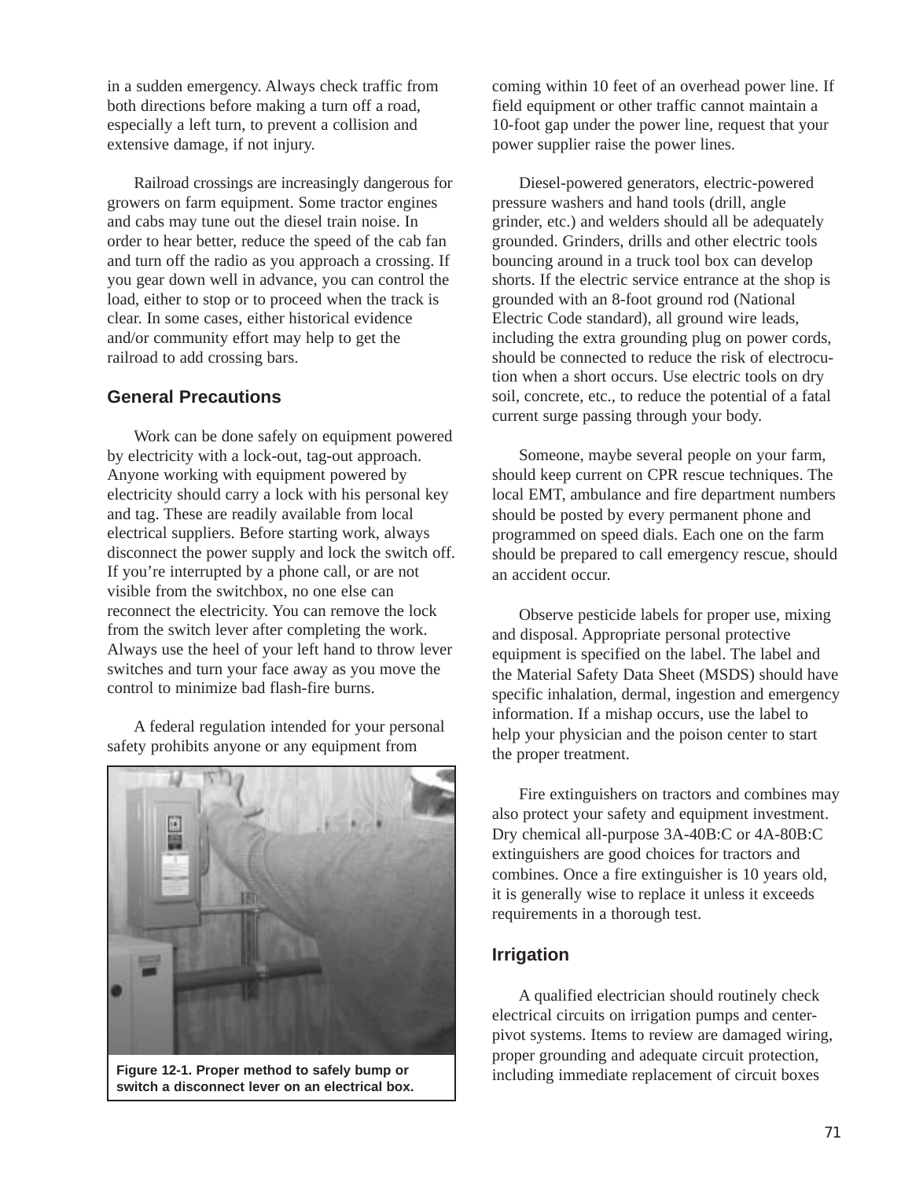in a sudden emergency. Always check traffic from both directions before making a turn off a road, especially a left turn, to prevent a collision and extensive damage, if not injury.

Railroad crossings are increasingly dangerous for growers on farm equipment. Some tractor engines and cabs may tune out the diesel train noise. In order to hear better, reduce the speed of the cab fan and turn off the radio as you approach a crossing. If you gear down well in advance, you can control the load, either to stop or to proceed when the track is clear. In some cases, either historical evidence and/or community effort may help to get the railroad to add crossing bars.

## General Precautions

Work can be done safely on equipment powered by electricity with a lock-out, tag-out approach. Anyone working with equipment powered by electricity should carry a lock with his personal key and tag. These are readily available from local electrical suppliers. Before starting work, always disconnect the power supply and lock the switch off. If you're interrupted by a phone call, or are not visible from the switchbox, no one else can reconnect the electricity. You can remove the lock from the switch lever after completing the work. Always use the heel of your left hand to throw lever switches and turn your face away as you move the control to minimize bad flash-fire burns.

A federal regulation intended for your personal safety prohibits anyone or any equipment from coming within 10 feet of an overhead power line. If field equipment or other traffic cannot maintain a 10-foot gap under the power line, request that your power supplier raise the power lines.

**Figure 12-1. Proper method to safely bump or switch a disconnect lever on an electrical box.**

Diesel-powered generators, electric-powered pressure washers and hand tools (drill, angle grinder, etc.) and welders should all be adequately grounded. Grinders, drills and other electric tools bouncing around in a truck tool box can develop shorts. If the electric service entrance at the shop is grounded with an 8-foot ground rod (National Electric Code standard), all ground wire leads, including the extra grounding plug on power cords, should be connected to reduce the risk of electrocution when a short occurs. Use electric tools on dry soil, concrete, etc., to reduce the potential of a fatal current surge passing through your body.

Someone, maybe several people on your farm, should keep current on CPR rescue techniques. The local EMT, ambulance and fire department numbers should be posted by every permanent phone and programmed on speed dials. Each one on the farm should be prepared to call emergency rescue, should an accident occur.

Observe pesticide labels for proper use, mixing and disposal. Appropriate personal protective equipment is specified on the label. The label and the Material Safety Data Sheet (MSDS) should have specific inhalation, dermal, ingestion and emergency information. If a mishap occurs, use the label to help your physician and the poison center to start the proper treatment.

Fire extinguishers on tractors and combines may also protect your safety and equipment investment. Dry chemical all-purpose 3A-40B:C or 4A-80B:C extinguishers are good choices for tractors and combines. Once a fire extinguisher is 10 years old, it is generally wise to replace it unless it exceeds requirements in a thorough test.

## Irrigation

A qualified electrician should routinely check electrical circuits on irrigation pumps and center-pivot systems. Items to review are damaged wiring, proper grounding and adequate circuit protection, including immediate replacement of circuit boxes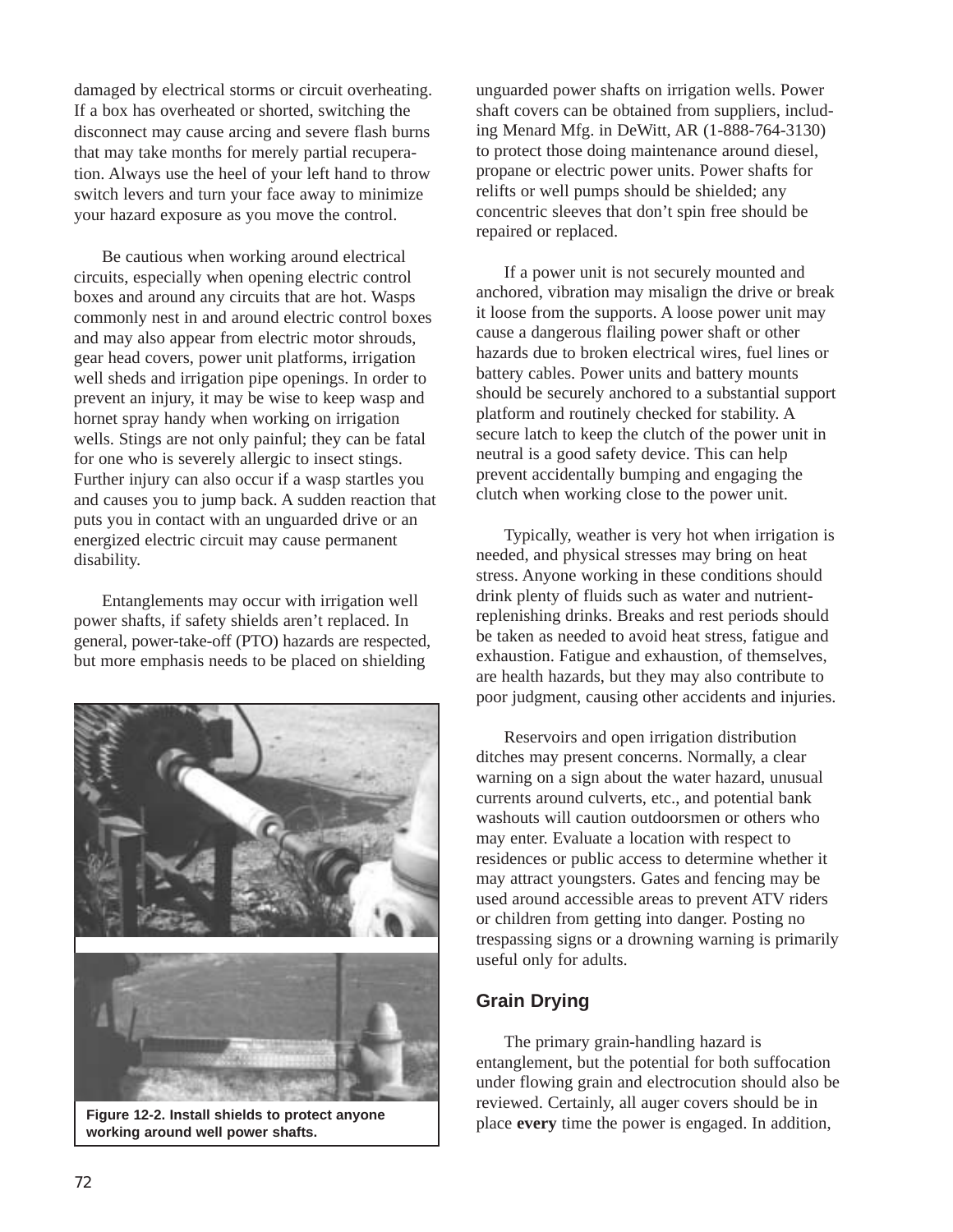damaged by electrical storms or circuit overheating. If a box has overheated or shorted, switching the disconnect may cause arcing and severe flash burns that may take months for merely partial recuperation. Always use the heel of your left hand to throw switch levers and turn your face away to minimize your hazard exposure as you move the control.

Be cautious when working around electrical circuits, especially when opening electric control boxes and around any circuits that are hot. Wasps commonly nest in and around electric control boxes and may also appear from electric motor shrouds, gear head covers, power unit platforms, irrigation well sheds and irrigation pipe openings. In order to prevent an injury, it may be wise to keep wasp and hornet spray handy when working on irrigation wells. Stings are not only painful; they can be fatal for one who is severely allergic to insect stings. Further injury can also occur if a wasp startles you and causes you to jump back. A sudden reaction that puts you in contact with an unguarded drive or an energized electric circuit may cause permanent disability.

Entanglements may occur with irrigation well power shafts, if safety shields aren't replaced. In general, power-take-off (PTO) hazards are respected, but more emphasis needs to be placed on shielding unguarded power shafts on irrigation wells. Power shaft covers can be obtained from suppliers, including Menard Mfg. in DeWitt, AR (1-888-764-3130) to protect those doing maintenance around diesel, propane or electric power units. Power shafts for relifts or well pumps should be shielded; any concentric sleeves that don't spin free should be repaired or replaced.

**Figure 12-2. Install shields to protect anyone working around well power shafts.**

If a power unit is not securely mounted and anchored, vibration may misalign the drive or break it loose from the supports. A loose power unit may cause a dangerous flailing power shaft or other hazards due to broken electrical wires, fuel lines or battery cables. Power units and battery mounts should be securely anchored to a substantial support platform and routinely checked for stability. A secure latch to keep the clutch of the power unit in neutral is a good safety device. This can help prevent accidentally bumping and engaging the clutch when working close to the power unit.

Typically, weather is very hot when irrigation is needed, and physical stresses may bring on heat stress. Anyone working in these conditions should drink plenty of fluids such as water and nutrient-replenishing drinks. Breaks and rest periods should be taken as needed to avoid heat stress, fatigue and exhaustion. Fatigue and exhaustion, of themselves, are health hazards, but they may also contribute to poor judgment, causing other accidents and injuries.

Reservoirs and open irrigation distribution ditches may present concerns. Normally, a clear warning on a sign about the water hazard, unusual currents around culverts, etc., and potential bank washouts will caution outdoorsmen or others who may enter. Evaluate a location with respect to residences or public access to determine whether it may attract youngsters. Gates and fencing may be used around accessible areas to prevent ATV riders or children from getting into danger. Posting no trespassing signs or a drowning warning is primarily useful only for adults.

## Grain Drying

The primary grain-handling hazard is entanglement, but the potential for both suffocation under flowing grain and electrocution should also be reviewed. Certainly, all auger covers should be in place **every** time the power is engaged. In addition,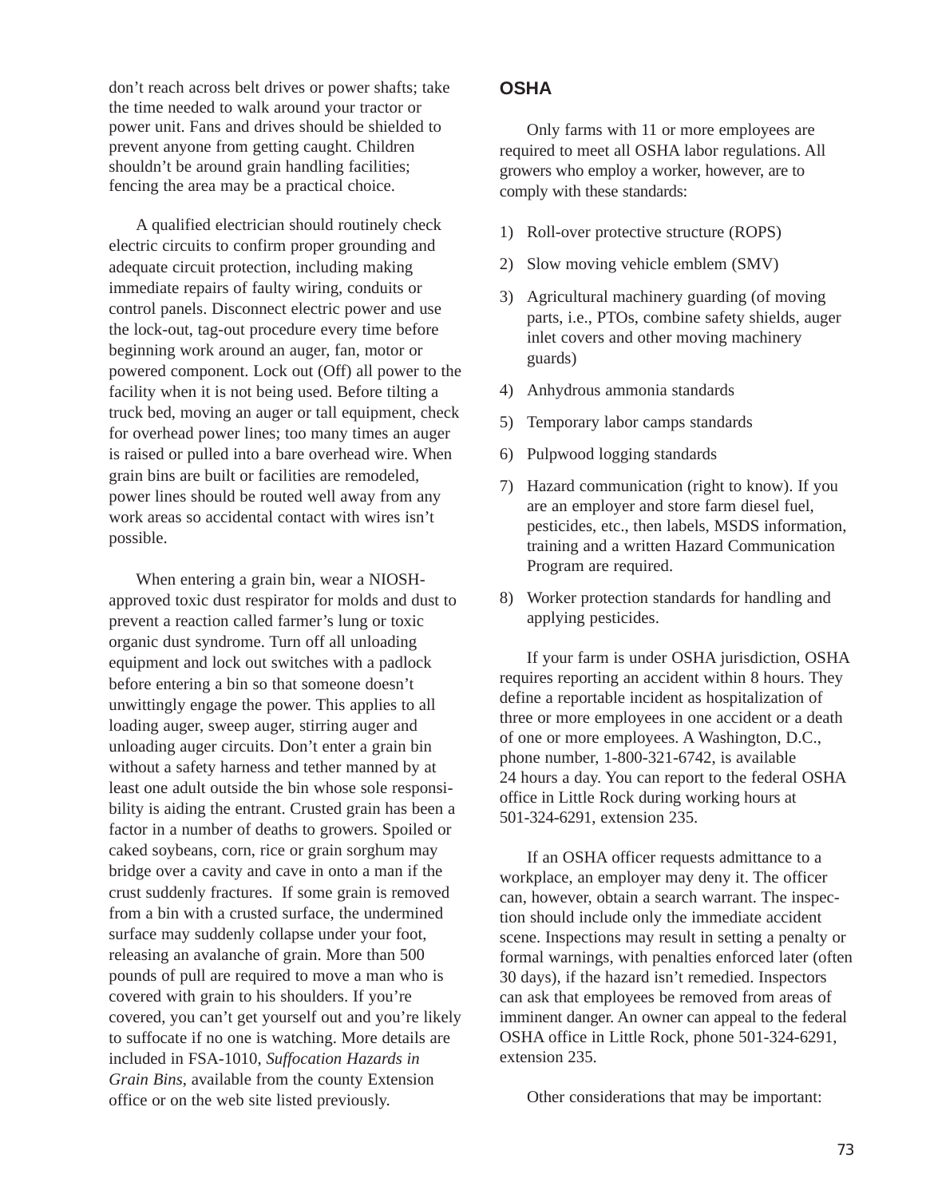don't reach across belt drives or power shafts; take the time needed to walk around your tractor or power unit. Fans and drives should be shielded to prevent anyone from getting caught. Children shouldn't be around grain handling facilities; fencing the area may be a practical choice.

A qualified electrician should routinely check electric circuits to confirm proper grounding and adequate circuit protection, including making immediate repairs of faulty wiring, conduits or control panels. Disconnect electric power and use the lock-out, tag-out procedure every time before beginning work around an auger, fan, motor or powered component. Lock out (Off) all power to the facility when it is not being used. Before tilting a truck bed, moving an auger or tall equipment, check for overhead power lines; too many times an auger is raised or pulled into a bare overhead wire. When grain bins are built or facilities are remodeled, power lines should be routed well away from any work areas so accidental contact with wires isn't possible.

When entering a grain bin, wear a NIOSH-approved toxic dust respirator for molds and dust to prevent a reaction called farmer's lung or toxic organic dust syndrome. Turn off all unloading equipment and lock out switches with a padlock before entering a bin so that someone doesn't unwittingly engage the power. This applies to all loading auger, sweep auger, stirring auger and unloading auger circuits. Don't enter a grain bin without a safety harness and tether manned by at least one adult outside the bin whose sole responsibility is aiding the entrant. Crusted grain has been a factor in a number of deaths to growers. Spoiled or caked soybeans, corn, rice or grain sorghum may bridge over a cavity and cave in onto a man if the crust suddenly fractures. If some grain is removed from a bin with a crusted surface, the undermined surface may suddenly collapse under your foot, releasing an avalanche of grain. More than 500 pounds of pull are required to move a man who is covered with grain to his shoulders. If you're covered, you can't get yourself out and you're likely to suffocate if no one is watching. More details are included in FSA-1010, *Suffocation Hazards in Grain Bins*, available from the county Extension office or on the web site listed previously.

## OSHA

Only farms with 11 or more employees are required to meet all OSHA labor regulations. All growers who employ a worker, however, are to comply with these standards:

1) Roll-over protective structure (ROPS)
2) Slow moving vehicle emblem (SMV)
3) Agricultural machinery guarding (of moving parts, i.e., PTOs, combine safety shields, auger inlet covers and other moving machinery guards)
4) Anhydrous ammonia standards
5) Temporary labor camps standards
6) Pulpwood logging standards
7) Hazard communication (right to know). If you are an employer and store farm diesel fuel, pesticides, etc., then labels, MSDS information, training and a written Hazard Communication Program are required.
8) Worker protection standards for handling and applying pesticides.

If your farm is under OSHA jurisdiction, OSHA requires reporting an accident within 8 hours. They define a reportable incident as hospitalization of three or more employees in one accident or a death of one or more employees. A Washington, D.C., phone number, 1-800-321-6742, is available 24 hours a day. You can report to the federal OSHA office in Little Rock during working hours at 501-324-6291, extension 235.

If an OSHA officer requests admittance to a workplace, an employer may deny it. The officer can, however, obtain a search warrant. The inspection should include only the immediate accident scene. Inspections may result in setting a penalty or formal warnings, with penalties enforced later (often 30 days), if the hazard isn't remedied. Inspectors can ask that employees be removed from areas of imminent danger. An owner can appeal to the federal OSHA office in Little Rock, phone 501-324-6291, extension 235.

Other considerations that may be important: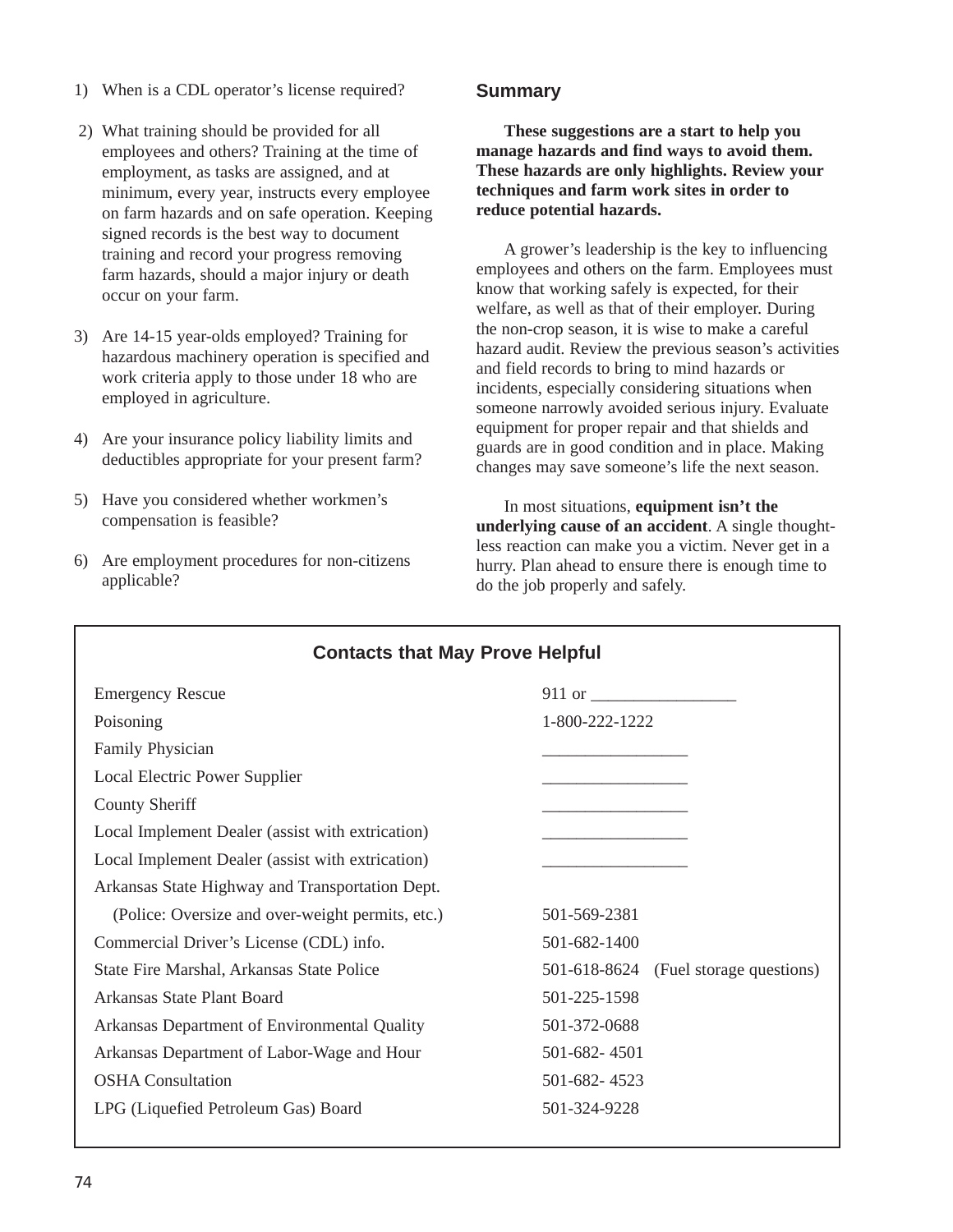1) When is a CDL operator's license required?

2) What training should be provided for all employees and others? Training at the time of employment, as tasks are assigned, and at minimum, every year, instructs every employee on farm hazards and on safe operation. Keeping signed records is the best way to document training and record your progress removing farm hazards, should a major injury or death occur on your farm.

3) Are 14-15 year-olds employed? Training for hazardous machinery operation is specified and work criteria apply to those under 18 who are employed in agriculture.

4) Are your insurance policy liability limits and deductibles appropriate for your present farm?

5) Have you considered whether workmen's compensation is feasible?

6) Are employment procedures for non-citizens applicable?

## Summary

**These suggestions are a start to help you manage hazards and find ways to avoid them. These hazards are only highlights. Review your techniques and farm work sites in order to reduce potential hazards.**

A grower's leadership is the key to influencing employees and others on the farm. Employees must know that working safely is expected, for their welfare, as well as that of their employer. During the non-crop season, it is wise to make a careful hazard audit. Review the previous season's activities and field records to bring to mind hazards or incidents, especially considering situations when someone narrowly avoided serious injury. Evaluate equipment for proper repair and that shields and guards are in good condition and in place. Making changes may save someone's life the next season.

In most situations, **equipment isn't the underlying cause of an accident**. A single thoughtless reaction can make you a victim. Never get in a hurry. Plan ahead to ensure there is enough time to do the job properly and safely.

### Contacts that May Prove Helpful

| | |
|---|---|
| Emergency Rescue | 911 or _________________ |
| Poisoning | 1-800-222-1222 |
| Family Physician | _________________ |
| Local Electric Power Supplier | _________________ |
| County Sheriff | _________________ |
| Local Implement Dealer (assist with extrication) | _________________ |
| Local Implement Dealer (assist with extrication) | _________________ |
| Arkansas State Highway and Transportation Dept. | |
| (Police: Oversize and over-weight permits, etc.) | 501-569-2381 |
| Commercial Driver's License (CDL) info. | 501-682-1400 |
| State Fire Marshal, Arkansas State Police | 501-618-8624 (Fuel storage questions) |
| Arkansas State Plant Board | 501-225-1598 |
| Arkansas Department of Environmental Quality | 501-372-0688 |
| Arkansas Department of Labor-Wage and Hour | 501-682- 4501 |
| OSHA Consultation | 501-682- 4523 |
| LPG (Liquefied Petroleum Gas) Board | 501-324-9228 |